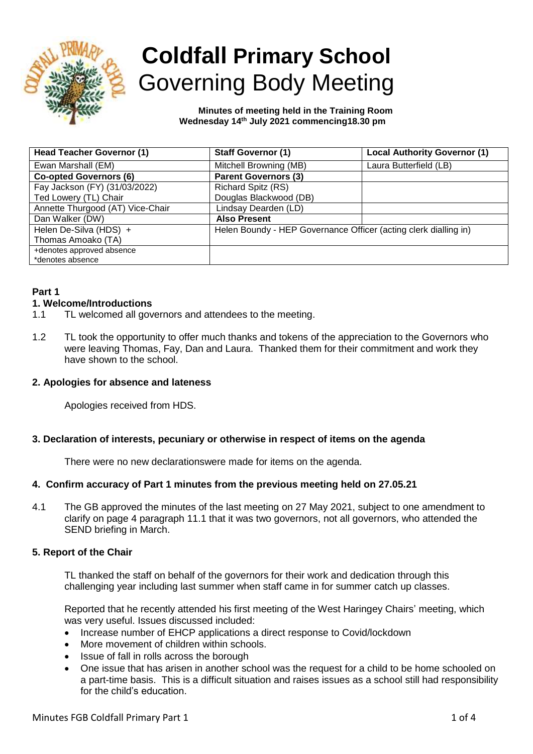# **Coldfall** Primary School
# Governing Body Meeting

**Minutes of meeting held in the Training Room**
**Wednesday 14th July 2021 commencing18.30 pm**

| **Head Teacher Governor (1)** | **Staff Governor (1)** | **Local Authority Governor (1)** |
|---|---|---|
| Ewan Marshall (EM) | Mitchell Browning (MB) | Laura Butterfield (LB) |
| **Co-opted Governors (6)** | **Parent Governors (3)** | |
| Fay Jackson (FY) (31/03/2022)<br>Ted Lowery (TL) Chair | Richard Spitz (RS)<br>Douglas Blackwood (DB) | |
| Annette Thurgood (AT) Vice-Chair | Lindsay Dearden (LD) | |
| Dan Walker (DW) | **Also Present** | |
| Helen De-Silva (HDS) +<br>Thomas Amoako (TA) | Helen Boundy - HEP Governance Officer (acting clerk dialling in) | |
| +denotes approved absence<br>*denotes absence | | |

**Part 1**

**1. Welcome/Introductions**

1.1 TL welcomed all governors and attendees to the meeting.

1.2 TL took the opportunity to offer much thanks and tokens of the appreciation to the Governors who were leaving Thomas, Fay, Dan and Laura. Thanked them for their commitment and work they have shown to the school.

**2. Apologies for absence and lateness**

Apologies received from HDS.

**3. Declaration of interests, pecuniary or otherwise in respect of items on the agenda**

There were no new declarationswere made for items on the agenda.

**4. Confirm accuracy of Part 1 minutes from the previous meeting held on 27.05.21**

4.1 The GB approved the minutes of the last meeting on 27 May 2021, subject to one amendment to clarify on page 4 paragraph 11.1 that it was two governors, not all governors, who attended the SEND briefing in March.

**5. Report of the Chair**

TL thanked the staff on behalf of the governors for their work and dedication through this challenging year including last summer when staff came in for summer catch up classes.

Reported that he recently attended his first meeting of the West Haringey Chairs' meeting, which was very useful. Issues discussed included:

- Increase number of EHCP applications a direct response to Covid/lockdown
- More movement of children within schools.
- Issue of fall in rolls across the borough
- One issue that has arisen in another school was the request for a child to be home schooled on a part-time basis. This is a difficult situation and raises issues as a school still had responsibility for the child's education.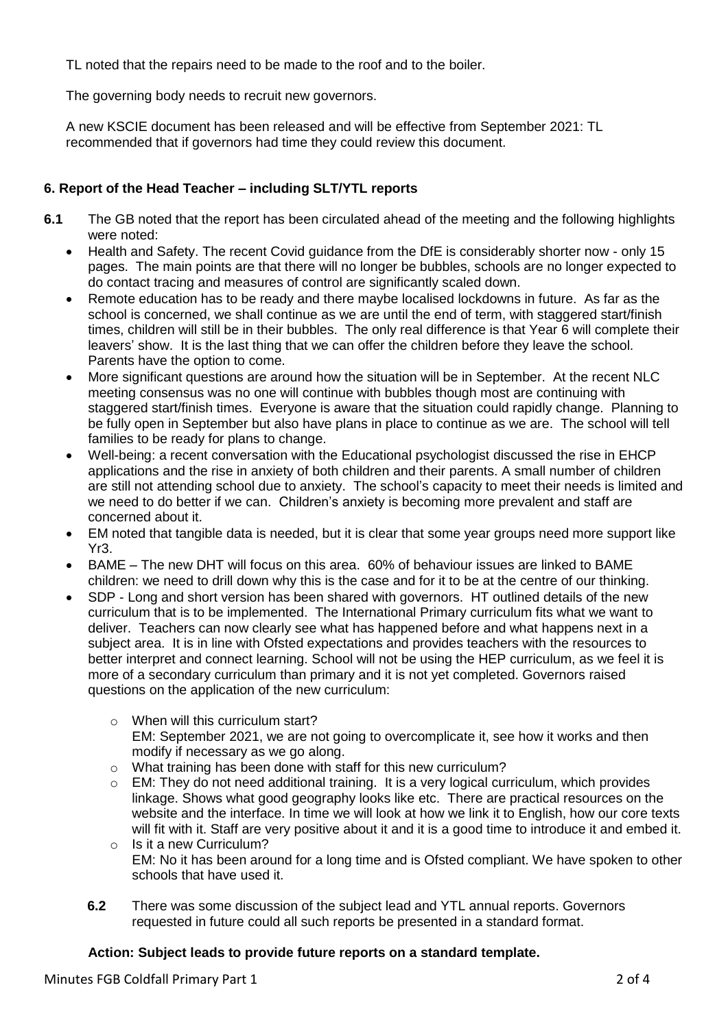TL noted that the repairs need to be made to the roof and to the boiler.

The governing body needs to recruit new governors.

A new KSCIE document has been released and will be effective from September 2021: TL recommended that if governors had time they could review this document.

### 6. Report of the Head Teacher – including SLT/YTL reports

**6.1** The GB noted that the report has been circulated ahead of the meeting and the following highlights were noted:

- Health and Safety. The recent Covid guidance from the DfE is considerably shorter now - only 15 pages. The main points are that there will no longer be bubbles, schools are no longer expected to do contact tracing and measures of control are significantly scaled down.
- Remote education has to be ready and there maybe localised lockdowns in future. As far as the school is concerned, we shall continue as we are until the end of term, with staggered start/finish times, children will still be in their bubbles. The only real difference is that Year 6 will complete their leavers' show. It is the last thing that we can offer the children before they leave the school. Parents have the option to come.
- More significant questions are around how the situation will be in September. At the recent NLC meeting consensus was no one will continue with bubbles though most are continuing with staggered start/finish times. Everyone is aware that the situation could rapidly change. Planning to be fully open in September but also have plans in place to continue as we are. The school will tell families to be ready for plans to change.
- Well-being: a recent conversation with the Educational psychologist discussed the rise in EHCP applications and the rise in anxiety of both children and their parents. A small number of children are still not attending school due to anxiety. The school's capacity to meet their needs is limited and we need to do better if we can. Children's anxiety is becoming more prevalent and staff are concerned about it.
- EM noted that tangible data is needed, but it is clear that some year groups need more support like Yr3.
- BAME – The new DHT will focus on this area. 60% of behaviour issues are linked to BAME children: we need to drill down why this is the case and for it to be at the centre of our thinking.
- SDP - Long and short version has been shared with governors. HT outlined details of the new curriculum that is to be implemented. The International Primary curriculum fits what we want to deliver. Teachers can now clearly see what has happened before and what happens next in a subject area. It is in line with Ofsted expectations and provides teachers with the resources to better interpret and connect learning. School will not be using the HEP curriculum, as we feel it is more of a secondary curriculum than primary and it is not yet completed. Governors raised questions on the application of the new curriculum:
  - When will this curriculum start?
    EM: September 2021, we are not going to overcomplicate it, see how it works and then modify if necessary as we go along.
  - What training has been done with staff for this new curriculum?
  - EM: They do not need additional training. It is a very logical curriculum, which provides linkage. Shows what good geography looks like etc. There are practical resources on the website and the interface. In time we will look at how we link it to English, how our core texts will fit with it. Staff are very positive about it and it is a good time to introduce it and embed it.
  - Is it a new Curriculum?
    EM: No it has been around for a long time and is Ofsted compliant. We have spoken to other schools that have used it.

**6.2** There was some discussion of the subject lead and YTL annual reports. Governors requested in future could all such reports be presented in a standard format.

**Action: Subject leads to provide future reports on a standard template.**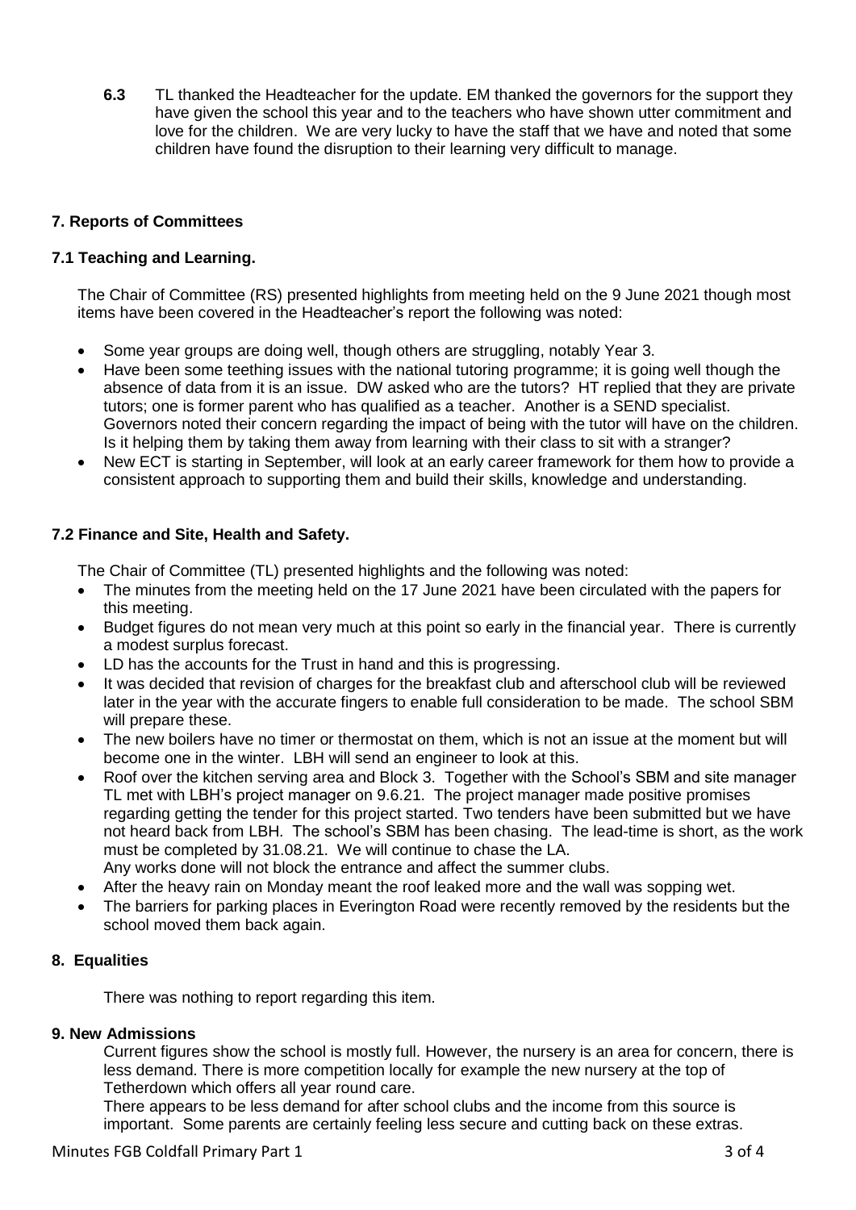**6.3** TL thanked the Headteacher for the update. EM thanked the governors for the support they have given the school this year and to the teachers who have shown utter commitment and love for the children. We are very lucky to have the staff that we have and noted that some children have found the disruption to their learning very difficult to manage.

## 7. Reports of Committees

### 7.1 Teaching and Learning.

The Chair of Committee (RS) presented highlights from meeting held on the 9 June 2021 though most items have been covered in the Headteacher's report the following was noted:

- Some year groups are doing well, though others are struggling, notably Year 3.
- Have been some teething issues with the national tutoring programme; it is going well though the absence of data from it is an issue. DW asked who are the tutors? HT replied that they are private tutors; one is former parent who has qualified as a teacher. Another is a SEND specialist. Governors noted their concern regarding the impact of being with the tutor will have on the children. Is it helping them by taking them away from learning with their class to sit with a stranger?
- New ECT is starting in September, will look at an early career framework for them how to provide a consistent approach to supporting them and build their skills, knowledge and understanding.

### 7.2 Finance and Site, Health and Safety.

The Chair of Committee (TL) presented highlights and the following was noted:

- The minutes from the meeting held on the 17 June 2021 have been circulated with the papers for this meeting.
- Budget figures do not mean very much at this point so early in the financial year. There is currently a modest surplus forecast.
- LD has the accounts for the Trust in hand and this is progressing.
- It was decided that revision of charges for the breakfast club and afterschool club will be reviewed later in the year with the accurate fingers to enable full consideration to be made. The school SBM will prepare these.
- The new boilers have no timer or thermostat on them, which is not an issue at the moment but will become one in the winter. LBH will send an engineer to look at this.
- Roof over the kitchen serving area and Block 3. Together with the School's SBM and site manager TL met with LBH's project manager on 9.6.21. The project manager made positive promises regarding getting the tender for this project started. Two tenders have been submitted but we have not heard back from LBH. The school's SBM has been chasing. The lead-time is short, as the work must be completed by 31.08.21. We will continue to chase the LA.
  Any works done will not block the entrance and affect the summer clubs.
- After the heavy rain on Monday meant the roof leaked more and the wall was sopping wet.
- The barriers for parking places in Everington Road were recently removed by the residents but the school moved them back again.

## 8. Equalities

There was nothing to report regarding this item.

## 9. New Admissions

Current figures show the school is mostly full. However, the nursery is an area for concern, there is less demand. There is more competition locally for example the new nursery at the top of Tetherdown which offers all year round care.

There appears to be less demand for after school clubs and the income from this source is important. Some parents are certainly feeling less secure and cutting back on these extras.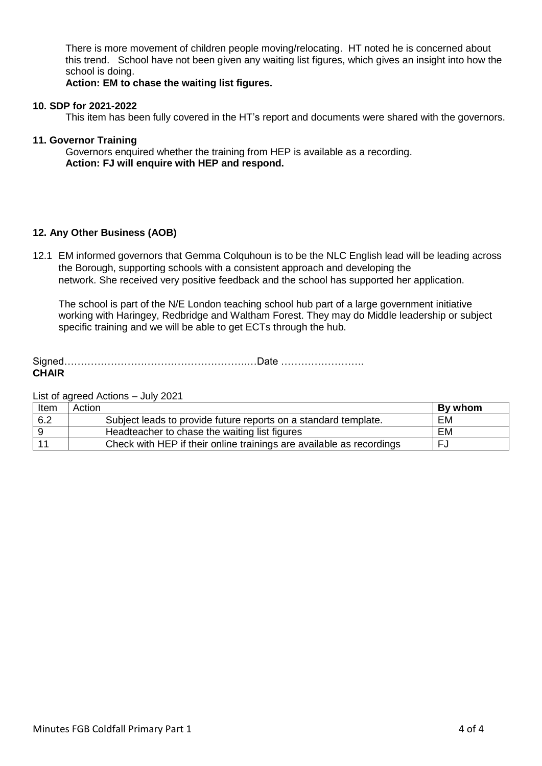There is more movement of children people moving/relocating. HT noted he is concerned about this trend. School have not been given any waiting list figures, which gives an insight into how the school is doing.

**Action: EM to chase the waiting list figures.**

### 10. SDP for 2021-2022

This item has been fully covered in the HT's report and documents were shared with the governors.

### 11. Governor Training

Governors enquired whether the training from HEP is available as a recording.

**Action: FJ will enquire with HEP and respond.**

### 12. Any Other Business (AOB)

12.1 EM informed governors that Gemma Colquhoun is to be the NLC English lead will be leading across the Borough, supporting schools with a consistent approach and developing the network. She received very positive feedback and the school has supported her application.

The school is part of the N/E London teaching school hub part of a large government initiative working with Haringey, Redbridge and Waltham Forest. They may do Middle leadership or subject specific training and we will be able to get ECTs through the hub.

Signed…………………………………………….…Date …………………….
**CHAIR**

List of agreed Actions – July 2021

| Item | Action | **By whom** |
|---|---|---|
| 6.2 | Subject leads to provide future reports on a standard template. | EM |
| 9 | Headteacher to chase the waiting list figures | EM |
| 11 | Check with HEP if their online trainings are available as recordings | FJ |